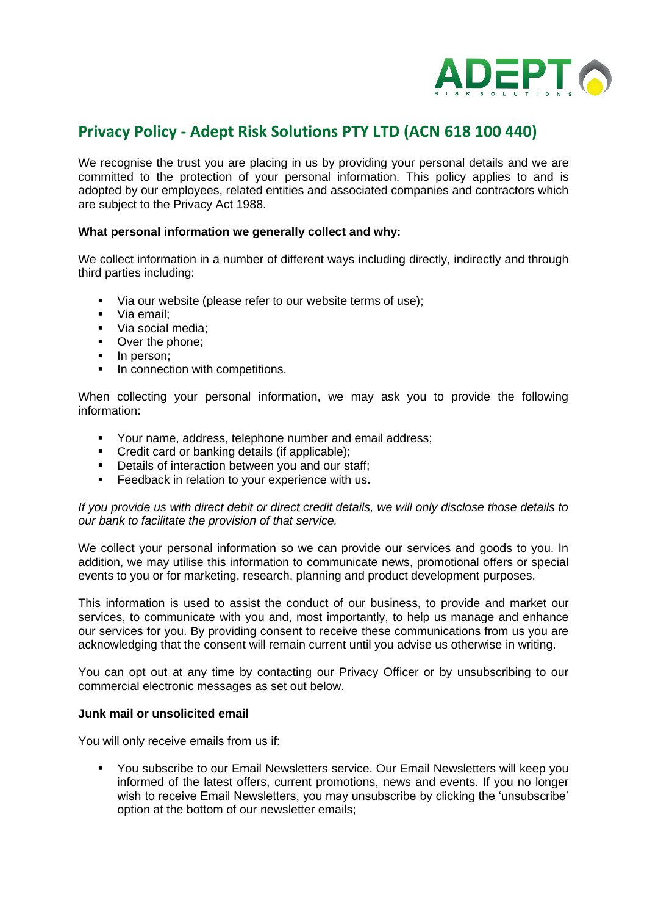ADEPT
RISK SOLUTIONS

# Privacy Policy - Adept Risk Solutions PTY LTD (ACN 618 100 440)

We recognise the trust you are placing in us by providing your personal details and we are committed to the protection of your personal information. This policy applies to and is adopted by our employees, related entities and associated companies and contractors which are subject to the Privacy Act 1988.

**What personal information we generally collect and why:**

We collect information in a number of different ways including directly, indirectly and through third parties including:

- Via our website (please refer to our website terms of use);
- Via email;
- Via social media;
- Over the phone;
- In person;
- In connection with competitions.

When collecting your personal information, we may ask you to provide the following information:

- Your name, address, telephone number and email address;
- Credit card or banking details (if applicable);
- Details of interaction between you and our staff;
- Feedback in relation to your experience with us.

*If you provide us with direct debit or direct credit details, we will only disclose those details to our bank to facilitate the provision of that service.*

We collect your personal information so we can provide our services and goods to you. In addition, we may utilise this information to communicate news, promotional offers or special events to you or for marketing, research, planning and product development purposes.

This information is used to assist the conduct of our business, to provide and market our services, to communicate with you and, most importantly, to help us manage and enhance our services for you. By providing consent to receive these communications from us you are acknowledging that the consent will remain current until you advise us otherwise in writing.

You can opt out at any time by contacting our Privacy Officer or by unsubscribing to our commercial electronic messages as set out below.

**Junk mail or unsolicited email**

You will only receive emails from us if:

- You subscribe to our Email Newsletters service. Our Email Newsletters will keep you informed of the latest offers, current promotions, news and events. If you no longer wish to receive Email Newsletters, you may unsubscribe by clicking the 'unsubscribe' option at the bottom of our newsletter emails;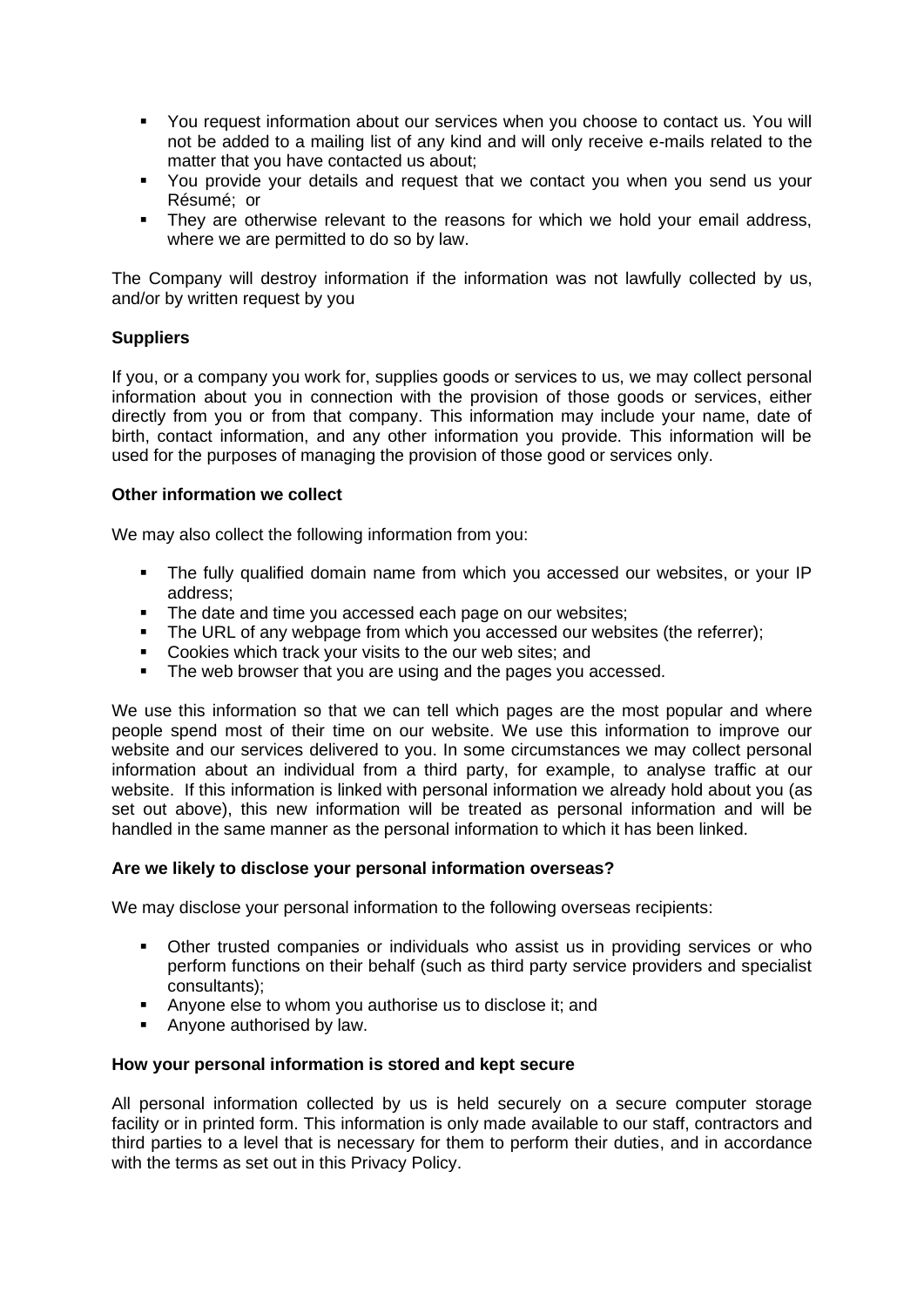- You request information about our services when you choose to contact us. You will not be added to a mailing list of any kind and will only receive e-mails related to the matter that you have contacted us about;
- You provide your details and request that we contact you when you send us your Résumé; or
- They are otherwise relevant to the reasons for which we hold your email address, where we are permitted to do so by law.

The Company will destroy information if the information was not lawfully collected by us, and/or by written request by you

**Suppliers**

If you, or a company you work for, supplies goods or services to us, we may collect personal information about you in connection with the provision of those goods or services, either directly from you or from that company. This information may include your name, date of birth, contact information, and any other information you provide. This information will be used for the purposes of managing the provision of those good or services only.

**Other information we collect**

We may also collect the following information from you:

- The fully qualified domain name from which you accessed our websites, or your IP address;
- The date and time you accessed each page on our websites;
- The URL of any webpage from which you accessed our websites (the referrer);
- Cookies which track your visits to the our web sites; and
- The web browser that you are using and the pages you accessed.

We use this information so that we can tell which pages are the most popular and where people spend most of their time on our website. We use this information to improve our website and our services delivered to you. In some circumstances we may collect personal information about an individual from a third party, for example, to analyse traffic at our website. If this information is linked with personal information we already hold about you (as set out above), this new information will be treated as personal information and will be handled in the same manner as the personal information to which it has been linked.

**Are we likely to disclose your personal information overseas?**

We may disclose your personal information to the following overseas recipients:

- Other trusted companies or individuals who assist us in providing services or who perform functions on their behalf (such as third party service providers and specialist consultants);
- Anyone else to whom you authorise us to disclose it; and
- Anyone authorised by law.

**How your personal information is stored and kept secure**

All personal information collected by us is held securely on a secure computer storage facility or in printed form. This information is only made available to our staff, contractors and third parties to a level that is necessary for them to perform their duties, and in accordance with the terms as set out in this Privacy Policy.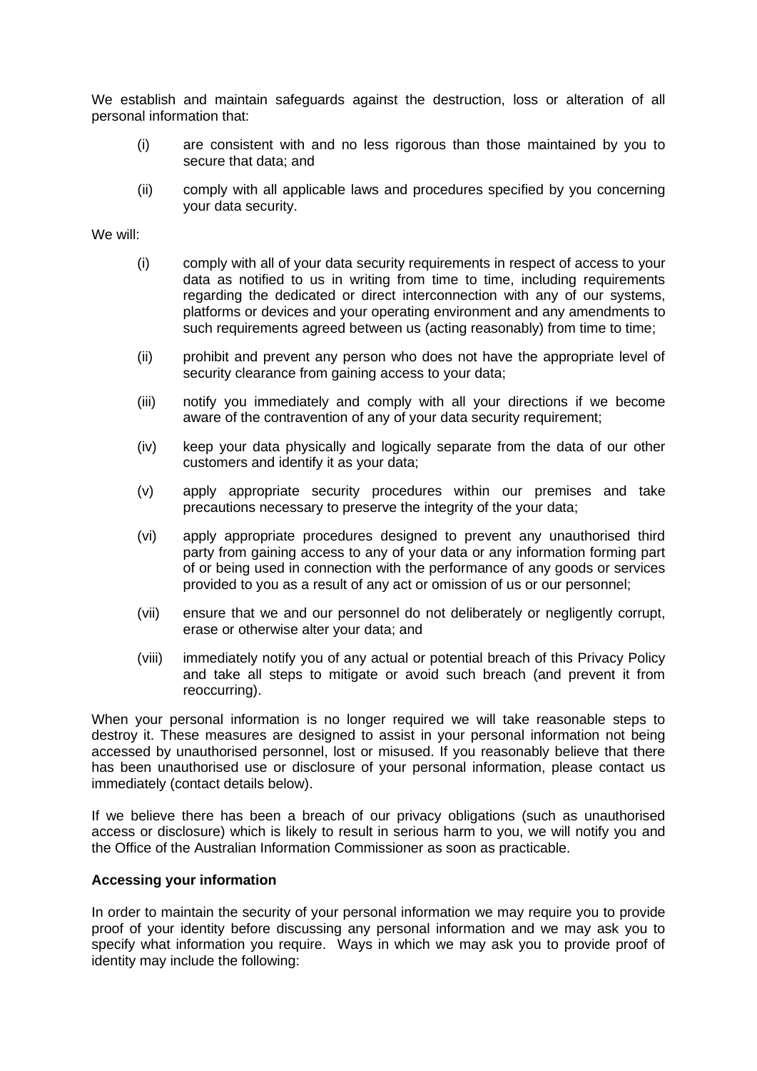We establish and maintain safeguards against the destruction, loss or alteration of all personal information that:

(i) are consistent with and no less rigorous than those maintained by you to secure that data; and

(ii) comply with all applicable laws and procedures specified by you concerning your data security.

We will:

(i) comply with all of your data security requirements in respect of access to your data as notified to us in writing from time to time, including requirements regarding the dedicated or direct interconnection with any of our systems, platforms or devices and your operating environment and any amendments to such requirements agreed between us (acting reasonably) from time to time;

(ii) prohibit and prevent any person who does not have the appropriate level of security clearance from gaining access to your data;

(iii) notify you immediately and comply with all your directions if we become aware of the contravention of any of your data security requirement;

(iv) keep your data physically and logically separate from the data of our other customers and identify it as your data;

(v) apply appropriate security procedures within our premises and take precautions necessary to preserve the integrity of the your data;

(vi) apply appropriate procedures designed to prevent any unauthorised third party from gaining access to any of your data or any information forming part of or being used in connection with the performance of any goods or services provided to you as a result of any act or omission of us or our personnel;

(vii) ensure that we and our personnel do not deliberately or negligently corrupt, erase or otherwise alter your data; and

(viii) immediately notify you of any actual or potential breach of this Privacy Policy and take all steps to mitigate or avoid such breach (and prevent it from reoccurring).

When your personal information is no longer required we will take reasonable steps to destroy it. These measures are designed to assist in your personal information not being accessed by unauthorised personnel, lost or misused. If you reasonably believe that there has been unauthorised use or disclosure of your personal information, please contact us immediately (contact details below).

If we believe there has been a breach of our privacy obligations (such as unauthorised access or disclosure) which is likely to result in serious harm to you, we will notify you and the Office of the Australian Information Commissioner as soon as practicable.

**Accessing your information**

In order to maintain the security of your personal information we may require you to provide proof of your identity before discussing any personal information and we may ask you to specify what information you require. Ways in which we may ask you to provide proof of identity may include the following: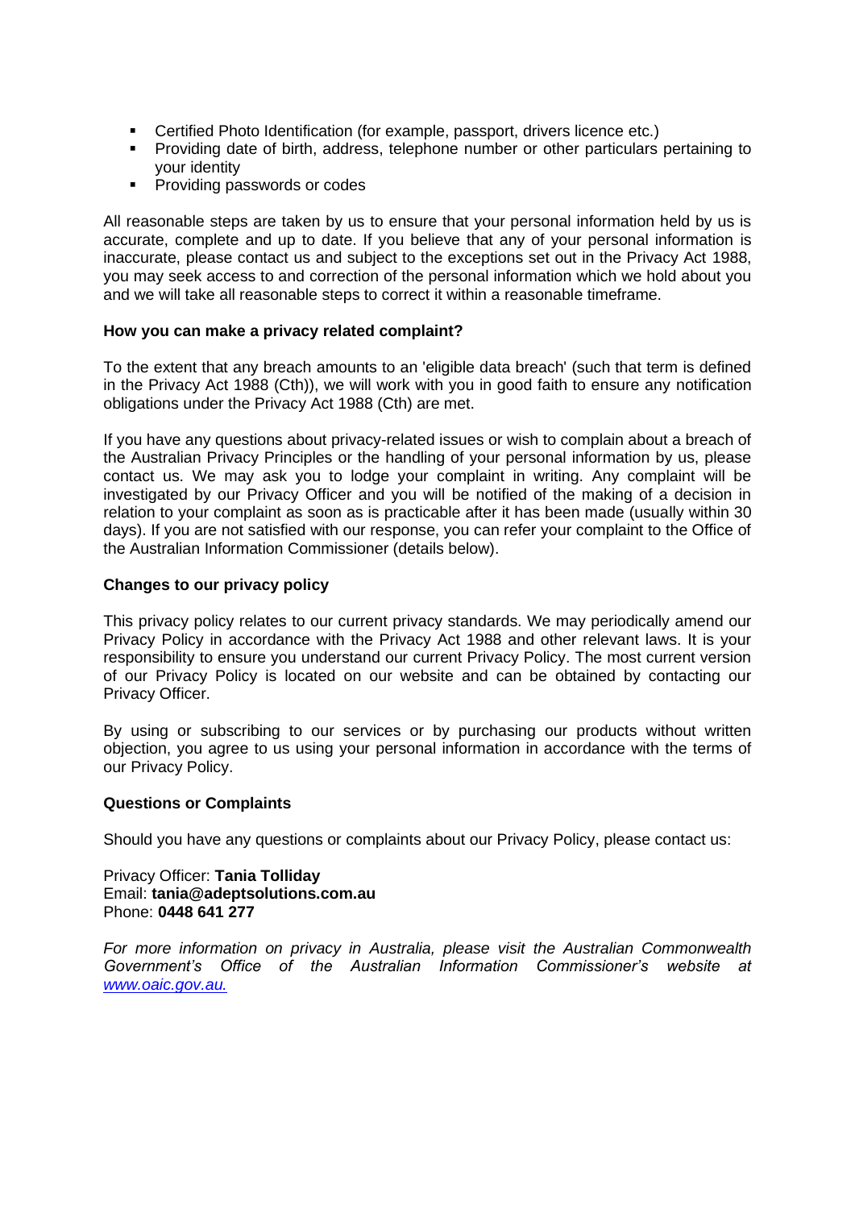- Certified Photo Identification (for example, passport, drivers licence etc.)
- Providing date of birth, address, telephone number or other particulars pertaining to your identity
- Providing passwords or codes

All reasonable steps are taken by us to ensure that your personal information held by us is accurate, complete and up to date. If you believe that any of your personal information is inaccurate, please contact us and subject to the exceptions set out in the Privacy Act 1988, you may seek access to and correction of the personal information which we hold about you and we will take all reasonable steps to correct it within a reasonable timeframe.

**How you can make a privacy related complaint?**

To the extent that any breach amounts to an 'eligible data breach' (such that term is defined in the Privacy Act 1988 (Cth)), we will work with you in good faith to ensure any notification obligations under the Privacy Act 1988 (Cth) are met.

If you have any questions about privacy-related issues or wish to complain about a breach of the Australian Privacy Principles or the handling of your personal information by us, please contact us. We may ask you to lodge your complaint in writing. Any complaint will be investigated by our Privacy Officer and you will be notified of the making of a decision in relation to your complaint as soon as is practicable after it has been made (usually within 30 days). If you are not satisfied with our response, you can refer your complaint to the Office of the Australian Information Commissioner (details below).

**Changes to our privacy policy**

This privacy policy relates to our current privacy standards. We may periodically amend our Privacy Policy in accordance with the Privacy Act 1988 and other relevant laws. It is your responsibility to ensure you understand our current Privacy Policy. The most current version of our Privacy Policy is located on our website and can be obtained by contacting our Privacy Officer.

By using or subscribing to our services or by purchasing our products without written objection, you agree to us using your personal information in accordance with the terms of our Privacy Policy.

**Questions or Complaints**

Should you have any questions or complaints about our Privacy Policy, please contact us:

Privacy Officer: **Tania Tolliday**
Email: **tania@adeptsolutions.com.au**
Phone: **0448 641 277**

*For more information on privacy in Australia, please visit the Australian Commonwealth Government's Office of the Australian Information Commissioner's website at [www.oaic.gov.au.](http://www.oaic.gov.au)*